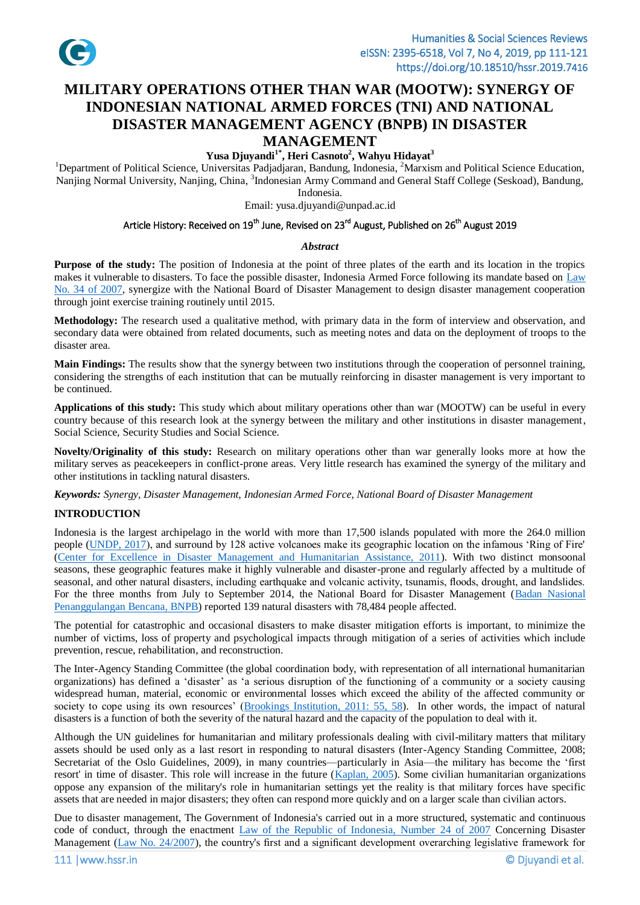# MILITARY OPERATIONS OTHER THAN WAR (MOOTW): SYNERGY OF INDONESIAN NATIONAL ARMED FORCES (TNI) AND NATIONAL DISASTER MANAGEMENT AGENCY (BNPB) IN DISASTER MANAGEMENT

**Yusa Djuyandi[1*], Heri Casnoto[2], Wahyu Hidayat[3]**

[1]Department of Political Science, Universitas Padjadjaran, Bandung, Indonesia, [2]Marxism and Political Science Education, Nanjing Normal University, Nanjing, China, [3]Indonesian Army Command and General Staff College (Seskoad), Bandung, Indonesia.

Email: yusa.djuyandi@unpad.ac.id

Article History: Received on 19th June, Revised on 23rd August, Published on 26th August 2019

## *Abstract*

**Purpose of the study:** The position of Indonesia at the point of three plates of the earth and its location in the tropics makes it vulnerable to disasters. To face the possible disaster, Indonesia Armed Force following its mandate based on Law No. 34 of 2007, synergize with the National Board of Disaster Management to design disaster management cooperation through joint exercise training routinely until 2015.

**Methodology:** The research used a qualitative method, with primary data in the form of interview and observation, and secondary data were obtained from related documents, such as meeting notes and data on the deployment of troops to the disaster area.

**Main Findings:** The results show that the synergy between two institutions through the cooperation of personnel training, considering the strengths of each institution that can be mutually reinforcing in disaster management is very important to be continued.

**Applications of this study:** This study which about military operations other than war (MOOTW) can be useful in every country because of this research look at the synergy between the military and other institutions in disaster management, Social Science, Security Studies and Social Science.

**Novelty/Originality of this study:** Research on military operations other than war generally looks more at how the military serves as peacekeepers in conflict-prone areas. Very little research has examined the synergy of the military and other institutions in tackling natural disasters.

***Keywords:*** *Synergy, Disaster Management, Indonesian Armed Force, National Board of Disaster Management*

## INTRODUCTION

Indonesia is the largest archipelago in the world with more than 17,500 islands populated with more the 264.0 million people (UNDP, 2017), and surround by 128 active volcanoes make its geographic location on the infamous 'Ring of Fire' (Center for Excellence in Disaster Management and Humanitarian Assistance, 2011). With two distinct monsoonal seasons, these geographic features make it highly vulnerable and disaster-prone and regularly affected by a multitude of seasonal, and other natural disasters, including earthquake and volcanic activity, tsunamis, floods, drought, and landslides. For the three months from July to September 2014, the National Board for Disaster Management (Badan Nasional Penanggulangan Bencana, BNPB) reported 139 natural disasters with 78,484 people affected.

The potential for catastrophic and occasional disasters to make disaster mitigation efforts is important, to minimize the number of victims, loss of property and psychological impacts through mitigation of a series of activities which include prevention, rescue, rehabilitation, and reconstruction.

The Inter-Agency Standing Committee (the global coordination body, with representation of all international humanitarian organizations) has defined a 'disaster' as 'a serious disruption of the functioning of a community or a society causing widespread human, material, economic or environmental losses which exceed the ability of the affected community or society to cope using its own resources' (Brookings Institution, 2011: 55, 58). In other words, the impact of natural disasters is a function of both the severity of the natural hazard and the capacity of the population to deal with it.

Although the UN guidelines for humanitarian and military professionals dealing with civil-military matters that military assets should be used only as a last resort in responding to natural disasters (Inter-Agency Standing Committee, 2008; Secretariat of the Oslo Guidelines, 2009), in many countries—particularly in Asia—the military has become the 'first resort' in time of disaster. This role will increase in the future (Kaplan, 2005). Some civilian humanitarian organizations oppose any expansion of the military's role in humanitarian settings yet the reality is that military forces have specific assets that are needed in major disasters; they often can respond more quickly and on a larger scale than civilian actors.

Due to disaster management, The Government of Indonesia's carried out in a more structured, systematic and continuous code of conduct, through the enactment Law of the Republic of Indonesia, Number 24 of 2007 Concerning Disaster Management (Law No. 24/2007), the country's first and a significant development overarching legislative framework for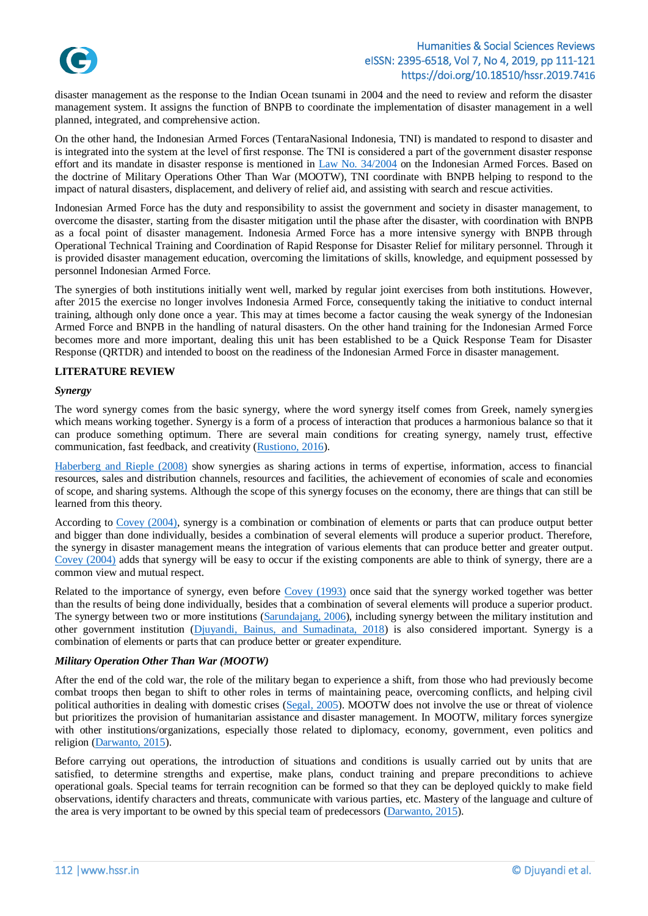disaster management as the response to the Indian Ocean tsunami in 2004 and the need to review and reform the disaster management system. It assigns the function of BNPB to coordinate the implementation of disaster management in a well planned, integrated, and comprehensive action.

On the other hand, the Indonesian Armed Forces (TentaraNasional Indonesia, TNI) is mandated to respond to disaster and is integrated into the system at the level of first response. The TNI is considered a part of the government disaster response effort and its mandate in disaster response is mentioned in Law No. 34/2004 on the Indonesian Armed Forces. Based on the doctrine of Military Operations Other Than War (MOOTW), TNI coordinate with BNPB helping to respond to the impact of natural disasters, displacement, and delivery of relief aid, and assisting with search and rescue activities.

Indonesian Armed Force has the duty and responsibility to assist the government and society in disaster management, to overcome the disaster, starting from the disaster mitigation until the phase after the disaster, with coordination with BNPB as a focal point of disaster management. Indonesia Armed Force has a more intensive synergy with BNPB through Operational Technical Training and Coordination of Rapid Response for Disaster Relief for military personnel. Through it is provided disaster management education, overcoming the limitations of skills, knowledge, and equipment possessed by personnel Indonesian Armed Force.

The synergies of both institutions initially went well, marked by regular joint exercises from both institutions. However, after 2015 the exercise no longer involves Indonesia Armed Force, consequently taking the initiative to conduct internal training, although only done once a year. This may at times become a factor causing the weak synergy of the Indonesian Armed Force and BNPB in the handling of natural disasters. On the other hand training for the Indonesian Armed Force becomes more and more important, dealing this unit has been established to be a Quick Response Team for Disaster Response (QRTDR) and intended to boost on the readiness of the Indonesian Armed Force in disaster management.

## LITERATURE REVIEW

### *Synergy*

The word synergy comes from the basic synergy, where the word synergy itself comes from Greek, namely synergies which means working together. Synergy is a form of a process of interaction that produces a harmonious balance so that it can produce something optimum. There are several main conditions for creating synergy, namely trust, effective communication, fast feedback, and creativity (Rustiono, 2016).

Haberberg and Rieple (2008) show synergies as sharing actions in terms of expertise, information, access to financial resources, sales and distribution channels, resources and facilities, the achievement of economies of scale and economies of scope, and sharing systems. Although the scope of this synergy focuses on the economy, there are things that can still be learned from this theory.

According to Covey (2004), synergy is a combination or combination of elements or parts that can produce output better and bigger than done individually, besides a combination of several elements will produce a superior product. Therefore, the synergy in disaster management means the integration of various elements that can produce better and greater output. Covey (2004) adds that synergy will be easy to occur if the existing components are able to think of synergy, there are a common view and mutual respect.

Related to the importance of synergy, even before Covey (1993) once said that the synergy worked together was better than the results of being done individually, besides that a combination of several elements will produce a superior product. The synergy between two or more institutions (Sarundajang, 2006), including synergy between the military institution and other government institution (Djuyandi, Bainus, and Sumadinata, 2018) is also considered important. Synergy is a combination of elements or parts that can produce better or greater expenditure.

### *Military Operation Other Than War (MOOTW)*

After the end of the cold war, the role of the military began to experience a shift, from those who had previously become combat troops then began to shift to other roles in terms of maintaining peace, overcoming conflicts, and helping civil political authorities in dealing with domestic crises (Segal, 2005). MOOTW does not involve the use or threat of violence but prioritizes the provision of humanitarian assistance and disaster management. In MOOTW, military forces synergize with other institutions/organizations, especially those related to diplomacy, economy, government, even politics and religion (Darwanto, 2015).

Before carrying out operations, the introduction of situations and conditions is usually carried out by units that are satisfied, to determine strengths and expertise, make plans, conduct training and prepare preconditions to achieve operational goals. Special teams for terrain recognition can be formed so that they can be deployed quickly to make field observations, identify characters and threats, communicate with various parties, etc. Mastery of the language and culture of the area is very important to be owned by this special team of predecessors (Darwanto, 2015).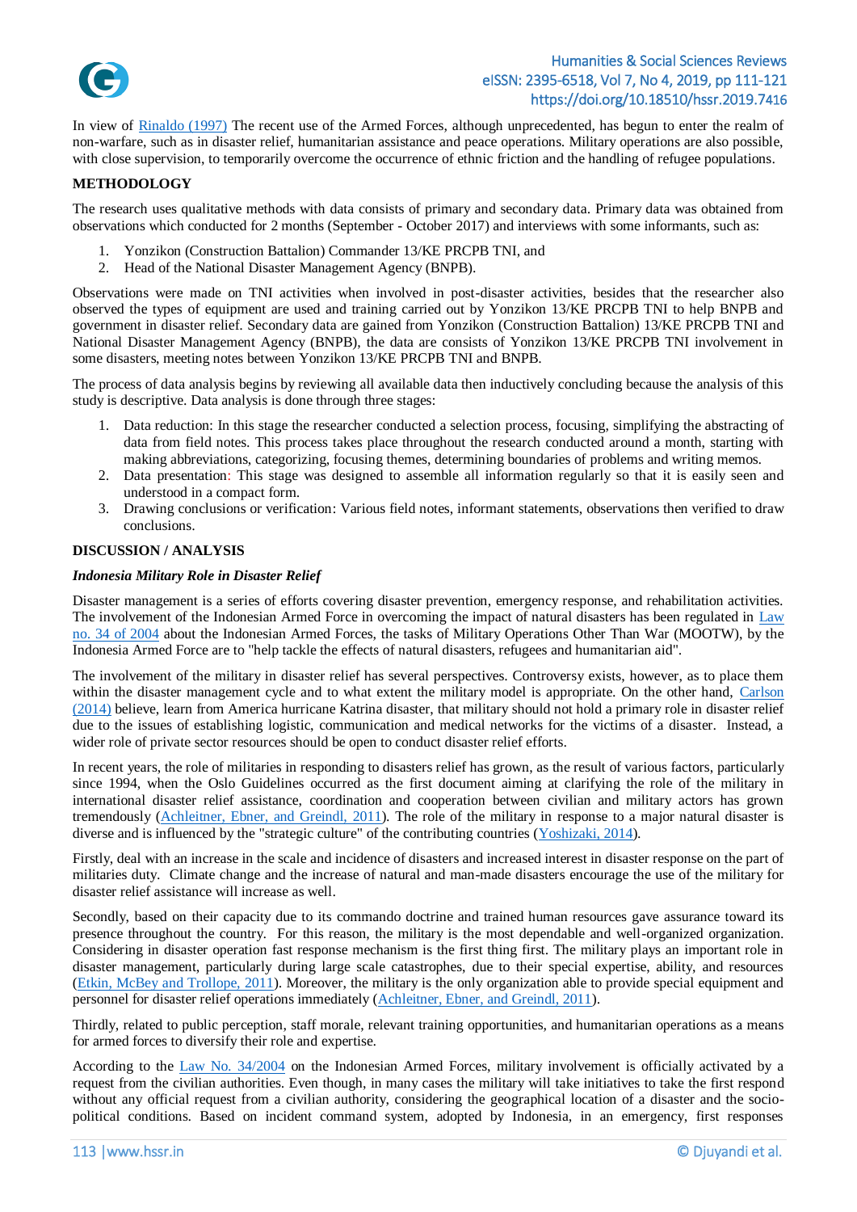In view of Rinaldo (1997) The recent use of the Armed Forces, although unprecedented, has begun to enter the realm of non-warfare, such as in disaster relief, humanitarian assistance and peace operations. Military operations are also possible, with close supervision, to temporarily overcome the occurrence of ethnic friction and the handling of refugee populations.

## METHODOLOGY

The research uses qualitative methods with data consists of primary and secondary data. Primary data was obtained from observations which conducted for 2 months (September - October 2017) and interviews with some informants, such as:

1. Yonzikon (Construction Battalion) Commander 13/KE PRCPB TNI, and
2. Head of the National Disaster Management Agency (BNPB).

Observations were made on TNI activities when involved in post-disaster activities, besides that the researcher also observed the types of equipment are used and training carried out by Yonzikon 13/KE PRCPB TNI to help BNPB and government in disaster relief. Secondary data are gained from Yonzikon (Construction Battalion) 13/KE PRCPB TNI and National Disaster Management Agency (BNPB), the data are consists of Yonzikon 13/KE PRCPB TNI involvement in some disasters, meeting notes between Yonzikon 13/KE PRCPB TNI and BNPB.

The process of data analysis begins by reviewing all available data then inductively concluding because the analysis of this study is descriptive. Data analysis is done through three stages:

1. Data reduction: In this stage the researcher conducted a selection process, focusing, simplifying the abstracting of data from field notes. This process takes place throughout the research conducted around a month, starting with making abbreviations, categorizing, focusing themes, determining boundaries of problems and writing memos.
2. Data presentation: This stage was designed to assemble all information regularly so that it is easily seen and understood in a compact form.
3. Drawing conclusions or verification: Various field notes, informant statements, observations then verified to draw conclusions.

## DISCUSSION / ANALYSIS

### *Indonesia Military Role in Disaster Relief*

Disaster management is a series of efforts covering disaster prevention, emergency response, and rehabilitation activities. The involvement of the Indonesian Armed Force in overcoming the impact of natural disasters has been regulated in Law no. 34 of 2004 about the Indonesian Armed Forces, the tasks of Military Operations Other Than War (MOOTW), by the Indonesia Armed Force are to "help tackle the effects of natural disasters, refugees and humanitarian aid".

The involvement of the military in disaster relief has several perspectives. Controversy exists, however, as to place them within the disaster management cycle and to what extent the military model is appropriate. On the other hand, Carlson (2014) believe, learn from America hurricane Katrina disaster, that military should not hold a primary role in disaster relief due to the issues of establishing logistic, communication and medical networks for the victims of a disaster. Instead, a wider role of private sector resources should be open to conduct disaster relief efforts.

In recent years, the role of militaries in responding to disasters relief has grown, as the result of various factors, particularly since 1994, when the Oslo Guidelines occurred as the first document aiming at clarifying the role of the military in international disaster relief assistance, coordination and cooperation between civilian and military actors has grown tremendously (Achleitner, Ebner, and Greindl, 2011). The role of the military in response to a major natural disaster is diverse and is influenced by the "strategic culture" of the contributing countries (Yoshizaki, 2014).

Firstly, deal with an increase in the scale and incidence of disasters and increased interest in disaster response on the part of militaries duty. Climate change and the increase of natural and man-made disasters encourage the use of the military for disaster relief assistance will increase as well.

Secondly, based on their capacity due to its commando doctrine and trained human resources gave assurance toward its presence throughout the country. For this reason, the military is the most dependable and well-organized organization. Considering in disaster operation fast response mechanism is the first thing first. The military plays an important role in disaster management, particularly during large scale catastrophes, due to their special expertise, ability, and resources (Etkin, McBey and Trollope, 2011). Moreover, the military is the only organization able to provide special equipment and personnel for disaster relief operations immediately (Achleitner, Ebner, and Greindl, 2011).

Thirdly, related to public perception, staff morale, relevant training opportunities, and humanitarian operations as a means for armed forces to diversify their role and expertise.

According to the Law No. 34/2004 on the Indonesian Armed Forces, military involvement is officially activated by a request from the civilian authorities. Even though, in many cases the military will take initiatives to take the first respond without any official request from a civilian authority, considering the geographical location of a disaster and the socio-political conditions. Based on incident command system, adopted by Indonesia, in an emergency, first responses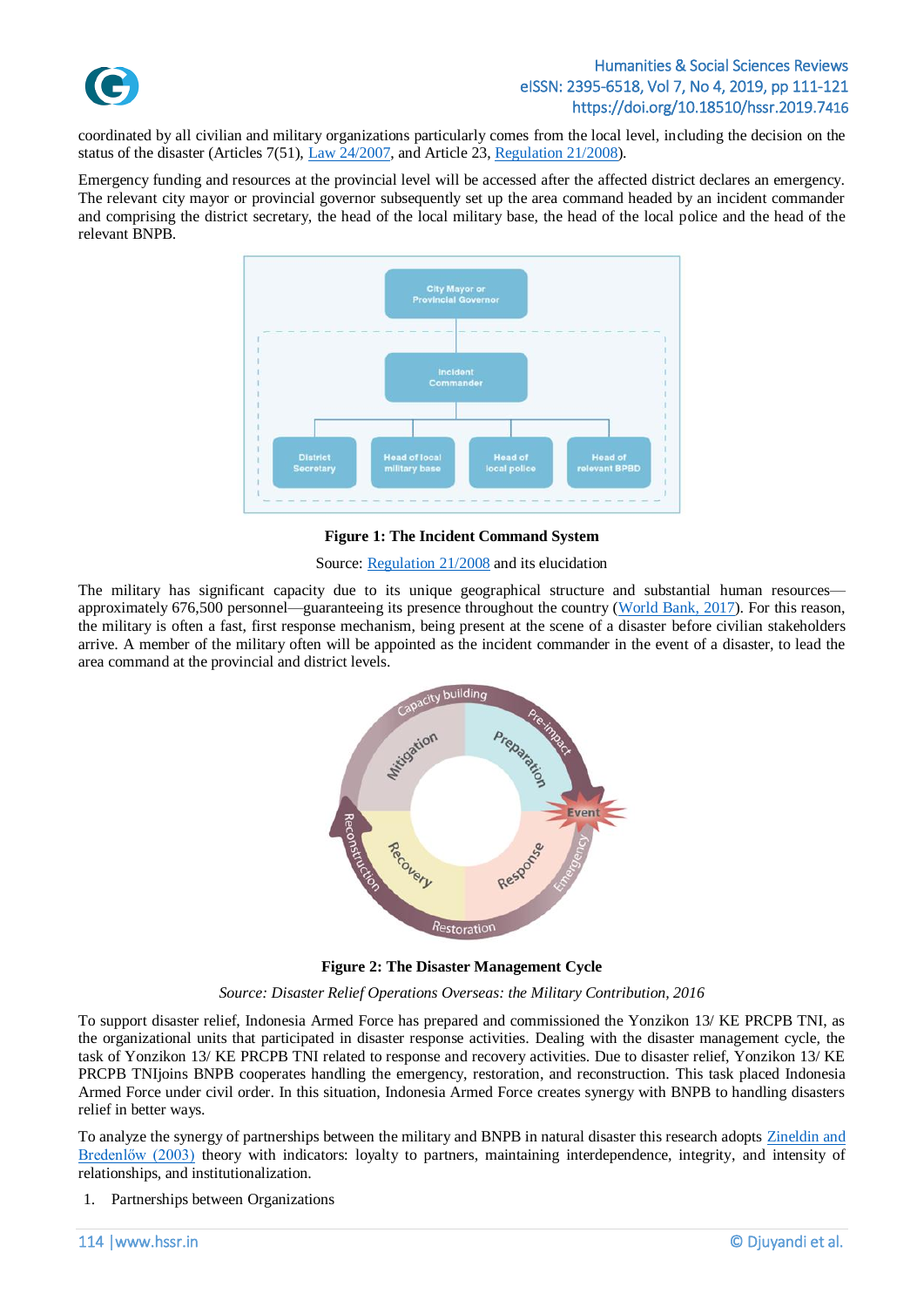coordinated by all civilian and military organizations particularly comes from the local level, including the decision on the status of the disaster (Articles 7(51), Law 24/2007, and Article 23, Regulation 21/2008).

Emergency funding and resources at the provincial level will be accessed after the affected district declares an emergency. The relevant city mayor or provincial governor subsequently set up the area command headed by an incident commander and comprising the district secretary, the head of the local military base, the head of the local police and the head of the relevant BNPB.

**Figure 1: The Incident Command System**

Source: Regulation 21/2008 and its elucidation

The military has significant capacity due to its unique geographical structure and substantial human resources—approximately 676,500 personnel—guaranteeing its presence throughout the country (World Bank, 2017). For this reason, the military is often a fast, first response mechanism, being present at the scene of a disaster before civilian stakeholders arrive. A member of the military often will be appointed as the incident commander in the event of a disaster, to lead the area command at the provincial and district levels.

**Figure 2: The Disaster Management Cycle**

*Source: Disaster Relief Operations Overseas: the Military Contribution, 2016*

To support disaster relief, Indonesia Armed Force has prepared and commissioned the Yonzikon 13/ KE PRCPB TNI, as the organizational units that participated in disaster response activities. Dealing with the disaster management cycle, the task of Yonzikon 13/ KE PRCPB TNI related to response and recovery activities. Due to disaster relief, Yonzikon 13/ KE PRCPB TNIjoins BNPB cooperates handling the emergency, restoration, and reconstruction. This task placed Indonesia Armed Force under civil order. In this situation, Indonesia Armed Force creates synergy with BNPB to handling disasters relief in better ways.

To analyze the synergy of partnerships between the military and BNPB in natural disaster this research adopts Zineldin and Bredenlőw (2003) theory with indicators: loyalty to partners, maintaining interdependence, integrity, and intensity of relationships, and institutionalization.

1. Partnerships between Organizations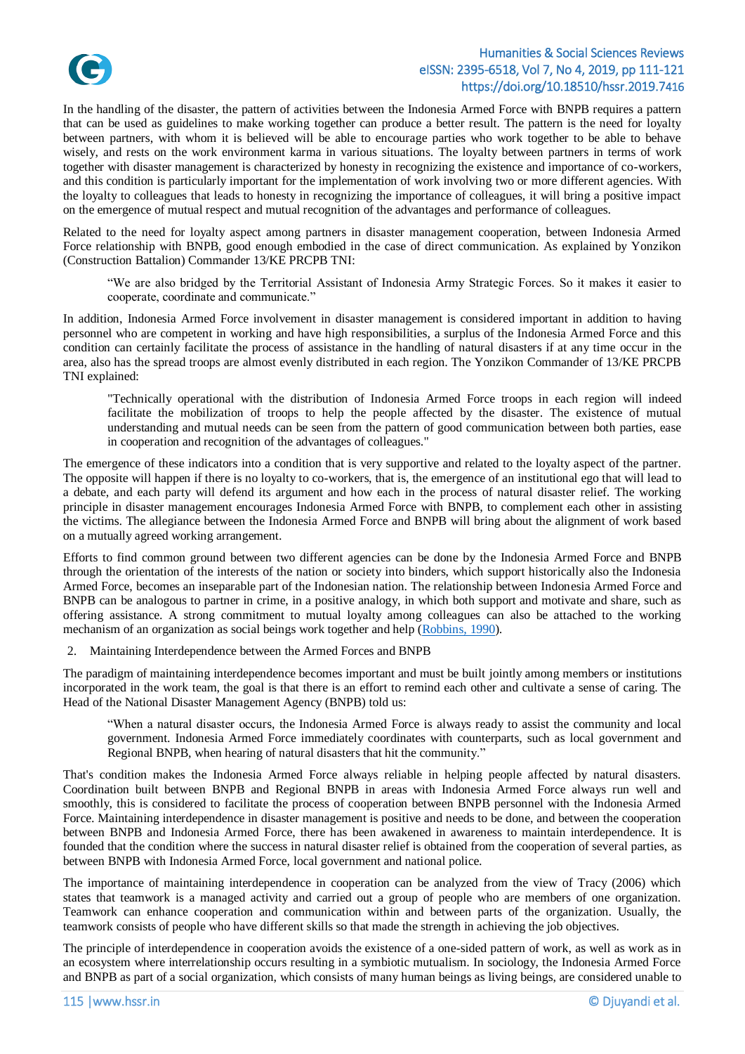In the handling of the disaster, the pattern of activities between the Indonesia Armed Force with BNPB requires a pattern that can be used as guidelines to make working together can produce a better result. The pattern is the need for loyalty between partners, with whom it is believed will be able to encourage parties who work together to be able to behave wisely, and rests on the work environment karma in various situations. The loyalty between partners in terms of work together with disaster management is characterized by honesty in recognizing the existence and importance of co-workers, and this condition is particularly important for the implementation of work involving two or more different agencies. With the loyalty to colleagues that leads to honesty in recognizing the importance of colleagues, it will bring a positive impact on the emergence of mutual respect and mutual recognition of the advantages and performance of colleagues.

Related to the need for loyalty aspect among partners in disaster management cooperation, between Indonesia Armed Force relationship with BNPB, good enough embodied in the case of direct communication. As explained by Yonzikon (Construction Battalion) Commander 13/KE PRCPB TNI:

> "We are also bridged by the Territorial Assistant of Indonesia Army Strategic Forces. So it makes it easier to cooperate, coordinate and communicate."

In addition, Indonesia Armed Force involvement in disaster management is considered important in addition to having personnel who are competent in working and have high responsibilities, a surplus of the Indonesia Armed Force and this condition can certainly facilitate the process of assistance in the handling of natural disasters if at any time occur in the area, also has the spread troops are almost evenly distributed in each region. The Yonzikon Commander of 13/KE PRCPB TNI explained:

> "Technically operational with the distribution of Indonesia Armed Force troops in each region will indeed facilitate the mobilization of troops to help the people affected by the disaster. The existence of mutual understanding and mutual needs can be seen from the pattern of good communication between both parties, ease in cooperation and recognition of the advantages of colleagues."

The emergence of these indicators into a condition that is very supportive and related to the loyalty aspect of the partner. The opposite will happen if there is no loyalty to co-workers, that is, the emergence of an institutional ego that will lead to a debate, and each party will defend its argument and how each in the process of natural disaster relief. The working principle in disaster management encourages Indonesia Armed Force with BNPB, to complement each other in assisting the victims. The allegiance between the Indonesia Armed Force and BNPB will bring about the alignment of work based on a mutually agreed working arrangement.

Efforts to find common ground between two different agencies can be done by the Indonesia Armed Force and BNPB through the orientation of the interests of the nation or society into binders, which support historically also the Indonesia Armed Force, becomes an inseparable part of the Indonesian nation. The relationship between Indonesia Armed Force and BNPB can be analogous to partner in crime, in a positive analogy, in which both support and motivate and share, such as offering assistance. A strong commitment to mutual loyalty among colleagues can also be attached to the working mechanism of an organization as social beings work together and help (Robbins, 1990).

2. Maintaining Interdependence between the Armed Forces and BNPB

The paradigm of maintaining interdependence becomes important and must be built jointly among members or institutions incorporated in the work team, the goal is that there is an effort to remind each other and cultivate a sense of caring. The Head of the National Disaster Management Agency (BNPB) told us:

> "When a natural disaster occurs, the Indonesia Armed Force is always ready to assist the community and local government. Indonesia Armed Force immediately coordinates with counterparts, such as local government and Regional BNPB, when hearing of natural disasters that hit the community."

That's condition makes the Indonesia Armed Force always reliable in helping people affected by natural disasters. Coordination built between BNPB and Regional BNPB in areas with Indonesia Armed Force always run well and smoothly, this is considered to facilitate the process of cooperation between BNPB personnel with the Indonesia Armed Force. Maintaining interdependence in disaster management is positive and needs to be done, and between the cooperation between BNPB and Indonesia Armed Force, there has been awakened in awareness to maintain interdependence. It is founded that the condition where the success in natural disaster relief is obtained from the cooperation of several parties, as between BNPB with Indonesia Armed Force, local government and national police.

The importance of maintaining interdependence in cooperation can be analyzed from the view of Tracy (2006) which states that teamwork is a managed activity and carried out a group of people who are members of one organization. Teamwork can enhance cooperation and communication within and between parts of the organization. Usually, the teamwork consists of people who have different skills so that made the strength in achieving the job objectives.

The principle of interdependence in cooperation avoids the existence of a one-sided pattern of work, as well as work as in an ecosystem where interrelationship occurs resulting in a symbiotic mutualism. In sociology, the Indonesia Armed Force and BNPB as part of a social organization, which consists of many human beings as living beings, are considered unable to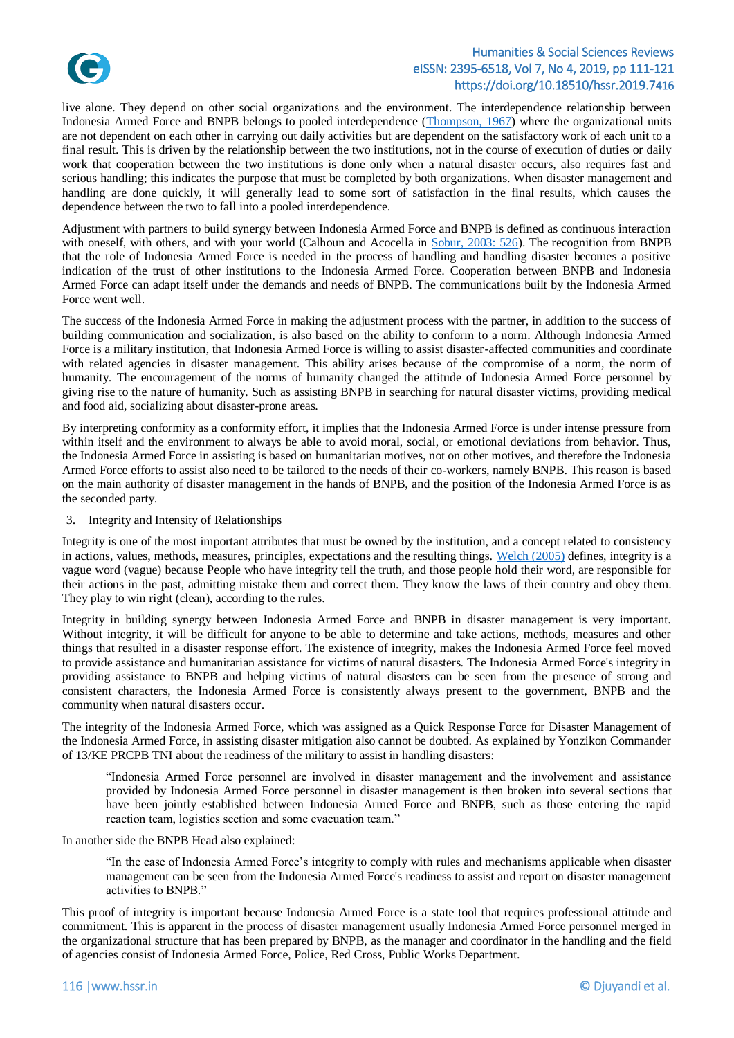live alone. They depend on other social organizations and the environment. The interdependence relationship between Indonesia Armed Force and BNPB belongs to pooled interdependence (Thompson, 1967) where the organizational units are not dependent on each other in carrying out daily activities but are dependent on the satisfactory work of each unit to a final result. This is driven by the relationship between the two institutions, not in the course of execution of duties or daily work that cooperation between the two institutions is done only when a natural disaster occurs, also requires fast and serious handling; this indicates the purpose that must be completed by both organizations. When disaster management and handling are done quickly, it will generally lead to some sort of satisfaction in the final results, which causes the dependence between the two to fall into a pooled interdependence.

Adjustment with partners to build synergy between Indonesia Armed Force and BNPB is defined as continuous interaction with oneself, with others, and with your world (Calhoun and Acocella in Sobur, 2003: 526). The recognition from BNPB that the role of Indonesia Armed Force is needed in the process of handling and handling disaster becomes a positive indication of the trust of other institutions to the Indonesia Armed Force. Cooperation between BNPB and Indonesia Armed Force can adapt itself under the demands and needs of BNPB. The communications built by the Indonesia Armed Force went well.

The success of the Indonesia Armed Force in making the adjustment process with the partner, in addition to the success of building communication and socialization, is also based on the ability to conform to a norm. Although Indonesia Armed Force is a military institution, that Indonesia Armed Force is willing to assist disaster-affected communities and coordinate with related agencies in disaster management. This ability arises because of the compromise of a norm, the norm of humanity. The encouragement of the norms of humanity changed the attitude of Indonesia Armed Force personnel by giving rise to the nature of humanity. Such as assisting BNPB in searching for natural disaster victims, providing medical and food aid, socializing about disaster-prone areas.

By interpreting conformity as a conformity effort, it implies that the Indonesia Armed Force is under intense pressure from within itself and the environment to always be able to avoid moral, social, or emotional deviations from behavior. Thus, the Indonesia Armed Force in assisting is based on humanitarian motives, not on other motives, and therefore the Indonesia Armed Force efforts to assist also need to be tailored to the needs of their co-workers, namely BNPB. This reason is based on the main authority of disaster management in the hands of BNPB, and the position of the Indonesia Armed Force is as the seconded party.

3. Integrity and Intensity of Relationships

Integrity is one of the most important attributes that must be owned by the institution, and a concept related to consistency in actions, values, methods, measures, principles, expectations and the resulting things. Welch (2005) defines, integrity is a vague word (vague) because People who have integrity tell the truth, and those people hold their word, are responsible for their actions in the past, admitting mistake them and correct them. They know the laws of their country and obey them. They play to win right (clean), according to the rules.

Integrity in building synergy between Indonesia Armed Force and BNPB in disaster management is very important. Without integrity, it will be difficult for anyone to be able to determine and take actions, methods, measures and other things that resulted in a disaster response effort. The existence of integrity, makes the Indonesia Armed Force feel moved to provide assistance and humanitarian assistance for victims of natural disasters. The Indonesia Armed Force's integrity in providing assistance to BNPB and helping victims of natural disasters can be seen from the presence of strong and consistent characters, the Indonesia Armed Force is consistently always present to the government, BNPB and the community when natural disasters occur.

The integrity of the Indonesia Armed Force, which was assigned as a Quick Response Force for Disaster Management of the Indonesia Armed Force, in assisting disaster mitigation also cannot be doubted. As explained by Yonzikon Commander of 13/KE PRCPB TNI about the readiness of the military to assist in handling disasters:

> "Indonesia Armed Force personnel are involved in disaster management and the involvement and assistance provided by Indonesia Armed Force personnel in disaster management is then broken into several sections that have been jointly established between Indonesia Armed Force and BNPB, such as those entering the rapid reaction team, logistics section and some evacuation team."

In another side the BNPB Head also explained:

> "In the case of Indonesia Armed Force's integrity to comply with rules and mechanisms applicable when disaster management can be seen from the Indonesia Armed Force's readiness to assist and report on disaster management activities to BNPB."

This proof of integrity is important because Indonesia Armed Force is a state tool that requires professional attitude and commitment. This is apparent in the process of disaster management usually Indonesia Armed Force personnel merged in the organizational structure that has been prepared by BNPB, as the manager and coordinator in the handling and the field of agencies consist of Indonesia Armed Force, Police, Red Cross, Public Works Department.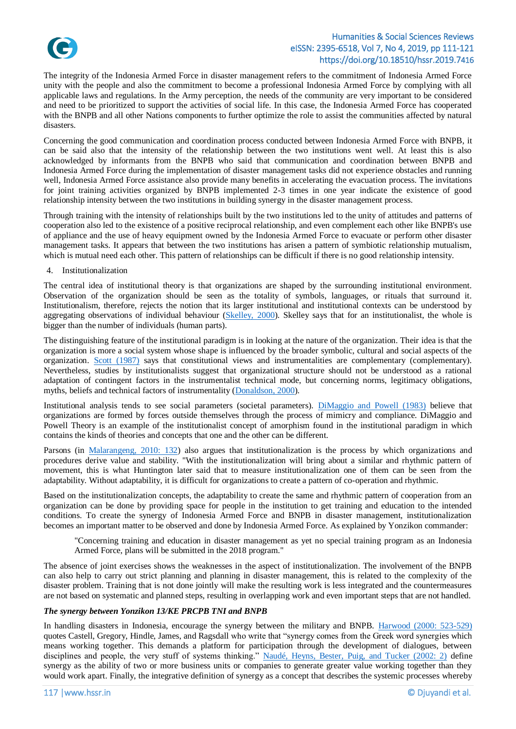The integrity of the Indonesia Armed Force in disaster management refers to the commitment of Indonesia Armed Force unity with the people and also the commitment to become a professional Indonesia Armed Force by complying with all applicable laws and regulations. In the Army perception, the needs of the community are very important to be considered and need to be prioritized to support the activities of social life. In this case, the Indonesia Armed Force has cooperated with the BNPB and all other Nations components to further optimize the role to assist the communities affected by natural disasters.

Concerning the good communication and coordination process conducted between Indonesia Armed Force with BNPB, it can be said also that the intensity of the relationship between the two institutions went well. At least this is also acknowledged by informants from the BNPB who said that communication and coordination between BNPB and Indonesia Armed Force during the implementation of disaster management tasks did not experience obstacles and running well, Indonesia Armed Force assistance also provide many benefits in accelerating the evacuation process. The invitations for joint training activities organized by BNPB implemented 2-3 times in one year indicate the existence of good relationship intensity between the two institutions in building synergy in the disaster management process.

Through training with the intensity of relationships built by the two institutions led to the unity of attitudes and patterns of cooperation also led to the existence of a positive reciprocal relationship, and even complement each other like BNPB's use of appliance and the use of heavy equipment owned by the Indonesia Armed Force to evacuate or perform other disaster management tasks. It appears that between the two institutions has arisen a pattern of symbiotic relationship mutualism, which is mutual need each other. This pattern of relationships can be difficult if there is no good relationship intensity.

4. Institutionalization

The central idea of institutional theory is that organizations are shaped by the surrounding institutional environment. Observation of the organization should be seen as the totality of symbols, languages, or rituals that surround it. Institutionalism, therefore, rejects the notion that its larger institutional and institutional contexts can be understood by aggregating observations of individual behaviour (Skelley, 2000). Skelley says that for an institutionalist, the whole is bigger than the number of individuals (human parts).

The distinguishing feature of the institutional paradigm is in looking at the nature of the organization. Their idea is that the organization is more a social system whose shape is influenced by the broader symbolic, cultural and social aspects of the organization. Scott (1987) says that constitutional views and instrumentalities are complementary (complementary). Nevertheless, studies by institutionalists suggest that organizational structure should not be understood as a rational adaptation of contingent factors in the instrumentalist technical mode, but concerning norms, legitimacy obligations, myths, beliefs and technical factors of instrumentality (Donaldson, 2000).

Institutional analysis tends to see social parameters (societal parameters). DiMaggio and Powell (1983) believe that organizations are formed by forces outside themselves through the process of mimicry and compliance. DiMaggio and Powell Theory is an example of the institutionalist concept of amorphism found in the institutional paradigm in which contains the kinds of theories and concepts that one and the other can be different.

Parsons (in Malarangeng, 2010: 132) also argues that institutionalization is the process by which organizations and procedures derive value and stability. "With the institutionalization will bring about a similar and rhythmic pattern of movement, this is what Huntington later said that to measure institutionalization one of them can be seen from the adaptability. Without adaptability, it is difficult for organizations to create a pattern of co-operation and rhythmic.

Based on the institutionalization concepts, the adaptability to create the same and rhythmic pattern of cooperation from an organization can be done by providing space for people in the institution to get training and education to the intended conditions. To create the synergy of Indonesia Armed Force and BNPB in disaster management, institutionalization becomes an important matter to be observed and done by Indonesia Armed Force. As explained by Yonzikon commander:

> "Concerning training and education in disaster management as yet no special training program as an Indonesia Armed Force, plans will be submitted in the 2018 program."

The absence of joint exercises shows the weaknesses in the aspect of institutionalization. The involvement of the BNPB can also help to carry out strict planning and planning in disaster management, this is related to the complexity of the disaster problem. Training that is not done jointly will make the resulting work is less integrated and the countermeasures are not based on systematic and planned steps, resulting in overlapping work and even important steps that are not handled.

***The synergy between Yonzikon 13/KE PRCPB TNI and BNPB***

In handling disasters in Indonesia, encourage the synergy between the military and BNPB. Harwood (2000: 523-529) quotes Castell, Gregory, Hindle, James, and Ragsdall who write that "synergy comes from the Greek word synergies which means working together. This demands a platform for participation through the development of dialogues, between disciplines and people, the very stuff of systems thinking." Naudé, Heyns, Bester, Puig, and Tucker (2002: 2) define synergy as the ability of two or more business units or companies to generate greater value working together than they would work apart. Finally, the integrative definition of synergy as a concept that describes the systemic processes whereby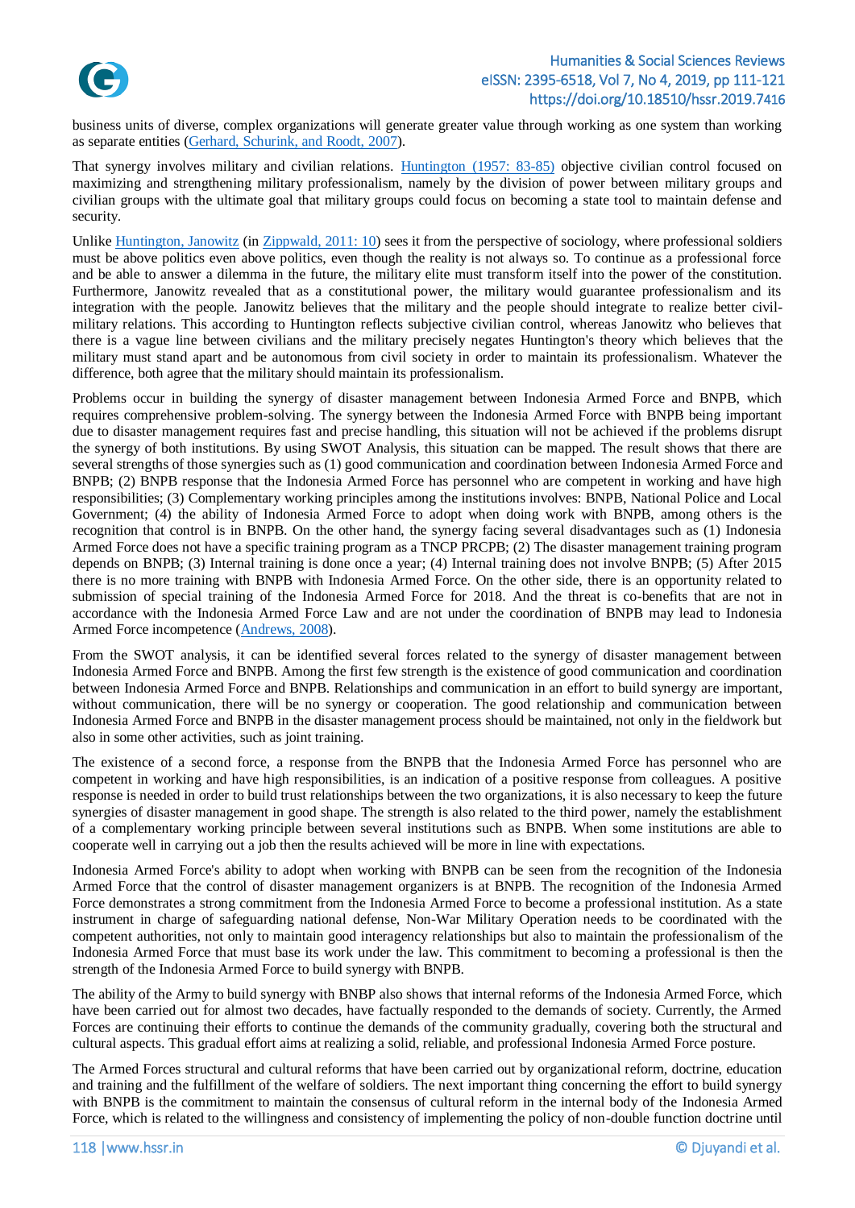business units of diverse, complex organizations will generate greater value through working as one system than working as separate entities (Gerhard, Schurink, and Roodt, 2007).

That synergy involves military and civilian relations. Huntington (1957: 83-85) objective civilian control focused on maximizing and strengthening military professionalism, namely by the division of power between military groups and civilian groups with the ultimate goal that military groups could focus on becoming a state tool to maintain defense and security.

Unlike Huntington, Janowitz (in Zippwald, 2011: 10) sees it from the perspective of sociology, where professional soldiers must be above politics even above politics, even though the reality is not always so. To continue as a professional force and be able to answer a dilemma in the future, the military elite must transform itself into the power of the constitution. Furthermore, Janowitz revealed that as a constitutional power, the military would guarantee professionalism and its integration with the people. Janowitz believes that the military and the people should integrate to realize better civil-military relations. This according to Huntington reflects subjective civilian control, whereas Janowitz who believes that there is a vague line between civilians and the military precisely negates Huntington's theory which believes that the military must stand apart and be autonomous from civil society in order to maintain its professionalism. Whatever the difference, both agree that the military should maintain its professionalism.

Problems occur in building the synergy of disaster management between Indonesia Armed Force and BNPB, which requires comprehensive problem-solving. The synergy between the Indonesia Armed Force with BNPB being important due to disaster management requires fast and precise handling, this situation will not be achieved if the problems disrupt the synergy of both institutions. By using SWOT Analysis, this situation can be mapped. The result shows that there are several strengths of those synergies such as (1) good communication and coordination between Indonesia Armed Force and BNPB; (2) BNPB response that the Indonesia Armed Force has personnel who are competent in working and have high responsibilities; (3) Complementary working principles among the institutions involves: BNPB, National Police and Local Government; (4) the ability of Indonesia Armed Force to adopt when doing work with BNPB, among others is the recognition that control is in BNPB. On the other hand, the synergy facing several disadvantages such as (1) Indonesia Armed Force does not have a specific training program as a TNCP PRCPB; (2) The disaster management training program depends on BNPB; (3) Internal training is done once a year; (4) Internal training does not involve BNPB; (5) After 2015 there is no more training with BNPB with Indonesia Armed Force. On the other side, there is an opportunity related to submission of special training of the Indonesia Armed Force for 2018. And the threat is co-benefits that are not in accordance with the Indonesia Armed Force Law and are not under the coordination of BNPB may lead to Indonesia Armed Force incompetence (Andrews, 2008).

From the SWOT analysis, it can be identified several forces related to the synergy of disaster management between Indonesia Armed Force and BNPB. Among the first few strength is the existence of good communication and coordination between Indonesia Armed Force and BNPB. Relationships and communication in an effort to build synergy are important, without communication, there will be no synergy or cooperation. The good relationship and communication between Indonesia Armed Force and BNPB in the disaster management process should be maintained, not only in the fieldwork but also in some other activities, such as joint training.

The existence of a second force, a response from the BNPB that the Indonesia Armed Force has personnel who are competent in working and have high responsibilities, is an indication of a positive response from colleagues. A positive response is needed in order to build trust relationships between the two organizations, it is also necessary to keep the future synergies of disaster management in good shape. The strength is also related to the third power, namely the establishment of a complementary working principle between several institutions such as BNPB. When some institutions are able to cooperate well in carrying out a job then the results achieved will be more in line with expectations.

Indonesia Armed Force's ability to adopt when working with BNPB can be seen from the recognition of the Indonesia Armed Force that the control of disaster management organizers is at BNPB. The recognition of the Indonesia Armed Force demonstrates a strong commitment from the Indonesia Armed Force to become a professional institution. As a state instrument in charge of safeguarding national defense, Non-War Military Operation needs to be coordinated with the competent authorities, not only to maintain good interagency relationships but also to maintain the professionalism of the Indonesia Armed Force that must base its work under the law. This commitment to becoming a professional is then the strength of the Indonesia Armed Force to build synergy with BNPB.

The ability of the Army to build synergy with BNBP also shows that internal reforms of the Indonesia Armed Force, which have been carried out for almost two decades, have factually responded to the demands of society. Currently, the Armed Forces are continuing their efforts to continue the demands of the community gradually, covering both the structural and cultural aspects. This gradual effort aims at realizing a solid, reliable, and professional Indonesia Armed Force posture.

The Armed Forces structural and cultural reforms that have been carried out by organizational reform, doctrine, education and training and the fulfillment of the welfare of soldiers. The next important thing concerning the effort to build synergy with BNPB is the commitment to maintain the consensus of cultural reform in the internal body of the Indonesia Armed Force, which is related to the willingness and consistency of implementing the policy of non-double function doctrine until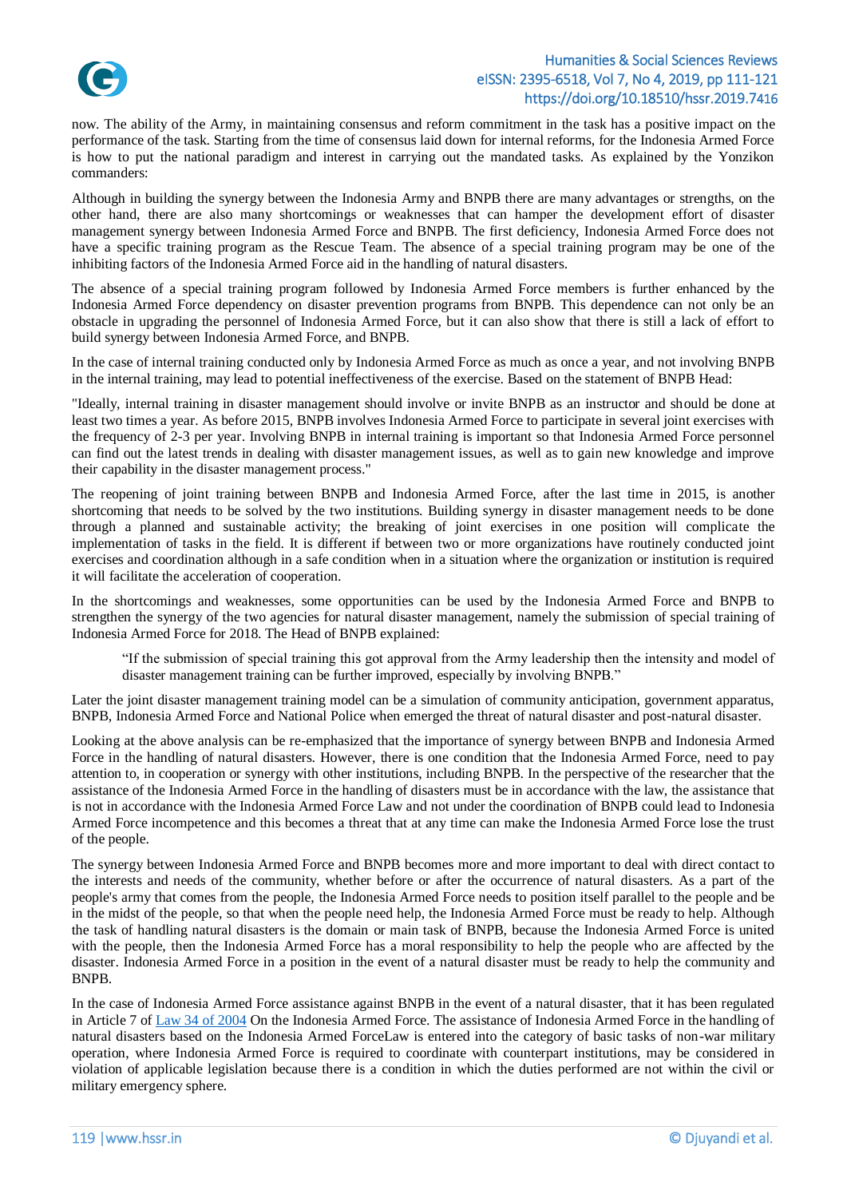now. The ability of the Army, in maintaining consensus and reform commitment in the task has a positive impact on the performance of the task. Starting from the time of consensus laid down for internal reforms, for the Indonesia Armed Force is how to put the national paradigm and interest in carrying out the mandated tasks. As explained by the Yonzikon commanders:

Although in building the synergy between the Indonesia Army and BNPB there are many advantages or strengths, on the other hand, there are also many shortcomings or weaknesses that can hamper the development effort of disaster management synergy between Indonesia Armed Force and BNPB. The first deficiency, Indonesia Armed Force does not have a specific training program as the Rescue Team. The absence of a special training program may be one of the inhibiting factors of the Indonesia Armed Force aid in the handling of natural disasters.

The absence of a special training program followed by Indonesia Armed Force members is further enhanced by the Indonesia Armed Force dependency on disaster prevention programs from BNPB. This dependence can not only be an obstacle in upgrading the personnel of Indonesia Armed Force, but it can also show that there is still a lack of effort to build synergy between Indonesia Armed Force, and BNPB.

In the case of internal training conducted only by Indonesia Armed Force as much as once a year, and not involving BNPB in the internal training, may lead to potential ineffectiveness of the exercise. Based on the statement of BNPB Head:

"Ideally, internal training in disaster management should involve or invite BNPB as an instructor and should be done at least two times a year. As before 2015, BNPB involves Indonesia Armed Force to participate in several joint exercises with the frequency of 2-3 per year. Involving BNPB in internal training is important so that Indonesia Armed Force personnel can find out the latest trends in dealing with disaster management issues, as well as to gain new knowledge and improve their capability in the disaster management process."

The reopening of joint training between BNPB and Indonesia Armed Force, after the last time in 2015, is another shortcoming that needs to be solved by the two institutions. Building synergy in disaster management needs to be done through a planned and sustainable activity; the breaking of joint exercises in one position will complicate the implementation of tasks in the field. It is different if between two or more organizations have routinely conducted joint exercises and coordination although in a safe condition when in a situation where the organization or institution is required it will facilitate the acceleration of cooperation.

In the shortcomings and weaknesses, some opportunities can be used by the Indonesia Armed Force and BNPB to strengthen the synergy of the two agencies for natural disaster management, namely the submission of special training of Indonesia Armed Force for 2018. The Head of BNPB explained:

> "If the submission of special training this got approval from the Army leadership then the intensity and model of disaster management training can be further improved, especially by involving BNPB."

Later the joint disaster management training model can be a simulation of community anticipation, government apparatus, BNPB, Indonesia Armed Force and National Police when emerged the threat of natural disaster and post-natural disaster.

Looking at the above analysis can be re-emphasized that the importance of synergy between BNPB and Indonesia Armed Force in the handling of natural disasters. However, there is one condition that the Indonesia Armed Force, need to pay attention to, in cooperation or synergy with other institutions, including BNPB. In the perspective of the researcher that the assistance of the Indonesia Armed Force in the handling of disasters must be in accordance with the law, the assistance that is not in accordance with the Indonesia Armed Force Law and not under the coordination of BNPB could lead to Indonesia Armed Force incompetence and this becomes a threat that at any time can make the Indonesia Armed Force lose the trust of the people.

The synergy between Indonesia Armed Force and BNPB becomes more and more important to deal with direct contact to the interests and needs of the community, whether before or after the occurrence of natural disasters. As a part of the people's army that comes from the people, the Indonesia Armed Force needs to position itself parallel to the people and be in the midst of the people, so that when the people need help, the Indonesia Armed Force must be ready to help. Although the task of handling natural disasters is the domain or main task of BNPB, because the Indonesia Armed Force is united with the people, then the Indonesia Armed Force has a moral responsibility to help the people who are affected by the disaster. Indonesia Armed Force in a position in the event of a natural disaster must be ready to help the community and BNPB.

In the case of Indonesia Armed Force assistance against BNPB in the event of a natural disaster, that it has been regulated in Article 7 of Law 34 of 2004 On the Indonesia Armed Force. The assistance of Indonesia Armed Force in the handling of natural disasters based on the Indonesia Armed ForceLaw is entered into the category of basic tasks of non-war military operation, where Indonesia Armed Force is required to coordinate with counterpart institutions, may be considered in violation of applicable legislation because there is a condition in which the duties performed are not within the civil or military emergency sphere.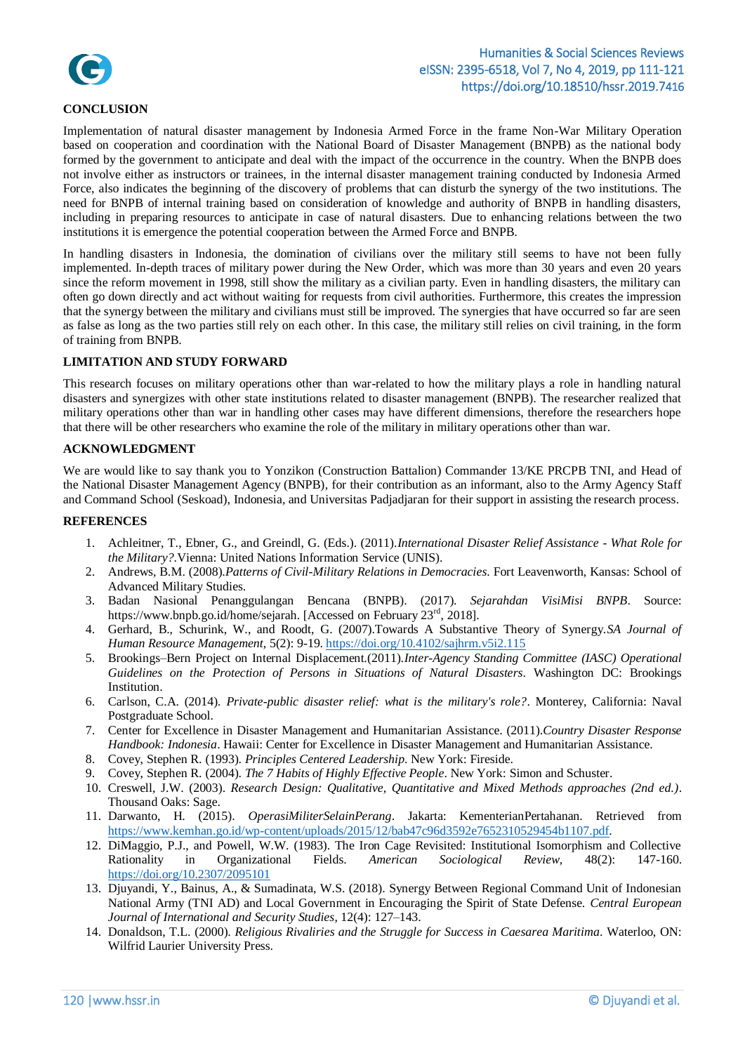## CONCLUSION

Implementation of natural disaster management by Indonesia Armed Force in the frame Non-War Military Operation based on cooperation and coordination with the National Board of Disaster Management (BNPB) as the national body formed by the government to anticipate and deal with the impact of the occurrence in the country. When the BNPB does not involve either as instructors or trainees, in the internal disaster management training conducted by Indonesia Armed Force, also indicates the beginning of the discovery of problems that can disturb the synergy of the two institutions. The need for BNPB of internal training based on consideration of knowledge and authority of BNPB in handling disasters, including in preparing resources to anticipate in case of natural disasters. Due to enhancing relations between the two institutions it is emergence the potential cooperation between the Armed Force and BNPB.

In handling disasters in Indonesia, the domination of civilians over the military still seems to have not been fully implemented. In-depth traces of military power during the New Order, which was more than 30 years and even 20 years since the reform movement in 1998, still show the military as a civilian party. Even in handling disasters, the military can often go down directly and act without waiting for requests from civil authorities. Furthermore, this creates the impression that the synergy between the military and civilians must still be improved. The synergies that have occurred so far are seen as false as long as the two parties still rely on each other. In this case, the military still relies on civil training, in the form of training from BNPB.

## LIMITATION AND STUDY FORWARD

This research focuses on military operations other than war-related to how the military plays a role in handling natural disasters and synergizes with other state institutions related to disaster management (BNPB). The researcher realized that military operations other than war in handling other cases may have different dimensions, therefore the researchers hope that there will be other researchers who examine the role of the military in military operations other than war.

## ACKNOWLEDGMENT

We are would like to say thank you to Yonzikon (Construction Battalion) Commander 13/KE PRCPB TNI, and Head of the National Disaster Management Agency (BNPB), for their contribution as an informant, also to the Army Agency Staff and Command School (Seskoad), Indonesia, and Universitas Padjadjaran for their support in assisting the research process.

## REFERENCES

1. Achleitner, T., Ebner, G., and Greindl, G. (Eds.). (2011).*International Disaster Relief Assistance - What Role for the Military?*.Vienna: United Nations Information Service (UNIS).
2. Andrews, B.M. (2008).*Patterns of Civil-Military Relations in Democracies*. Fort Leavenworth, Kansas: School of Advanced Military Studies.
3. Badan Nasional Penanggulangan Bencana (BNPB). (2017). *Sejarahdan VisiMisi BNPB*. Source: https://www.bnpb.go.id/home/sejarah. [Accessed on February 23rd, 2018].
4. Gerhard, B., Schurink, W., and Roodt, G. (2007).Towards A Substantive Theory of Synergy.*SA Journal of Human Resource Management*, 5(2): 9-19. https://doi.org/10.4102/sajhrm.v5i2.115
5. Brookings–Bern Project on Internal Displacement.(2011).*Inter-Agency Standing Committee (IASC) Operational Guidelines on the Protection of Persons in Situations of Natural Disasters*. Washington DC: Brookings Institution.
6. Carlson, C.A. (2014). *Private-public disaster relief: what is the military's role?*. Monterey, California: Naval Postgraduate School.
7. Center for Excellence in Disaster Management and Humanitarian Assistance. (2011).*Country Disaster Response Handbook: Indonesia*. Hawaii: Center for Excellence in Disaster Management and Humanitarian Assistance.
8. Covey, Stephen R. (1993). *Principles Centered Leadership*. New York: Fireside.
9. Covey, Stephen R. (2004). *The 7 Habits of Highly Effective People*. New York: Simon and Schuster.
10. Creswell, J.W. (2003). *Research Design: Qualitative, Quantitative and Mixed Methods approaches (2nd ed.)*. Thousand Oaks: Sage.
11. Darwanto, H. (2015). *OperasiMiliterSelainPerang*. Jakarta: KementerianPertahanan. Retrieved from https://www.kemhan.go.id/wp-content/uploads/2015/12/bab47c96d3592e7652310529454b1107.pdf.
12. DiMaggio, P.J., and Powell, W.W. (1983). The Iron Cage Revisited: Institutional Isomorphism and Collective Rationality in Organizational Fields. *American Sociological Review*, 48(2): 147-160. https://doi.org/10.2307/2095101
13. Djuyandi, Y., Bainus, A., & Sumadinata, W.S. (2018). Synergy Between Regional Command Unit of Indonesian National Army (TNI AD) and Local Government in Encouraging the Spirit of State Defense. *Central European Journal of International and Security Studies*, 12(4): 127–143.
14. Donaldson, T.L. (2000). *Religious Rivalries and the Struggle for Success in Caesarea Maritima*. Waterloo, ON: Wilfrid Laurier University Press.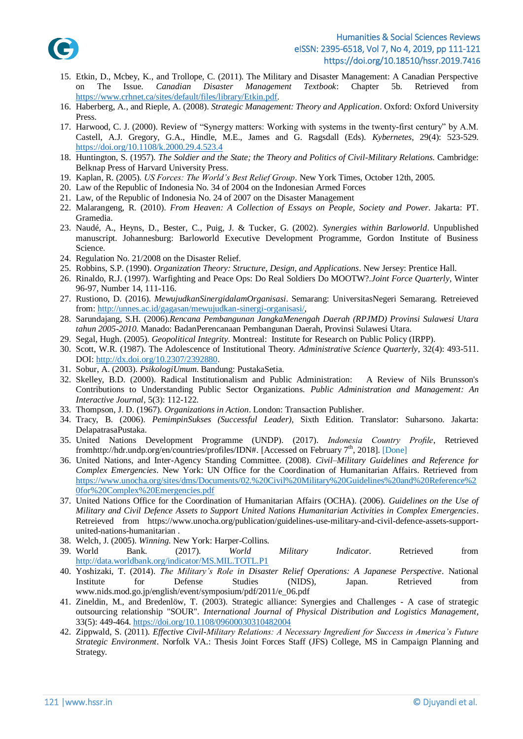15. Etkin, D., Mcbey, K., and Trollope, C. (2011). The Military and Disaster Management: A Canadian Perspective on The Issue. *Canadian Disaster Management Textbook*: Chapter 5b. Retrieved from https://www.crhnet.ca/sites/default/files/library/Etkin.pdf.
16. Haberberg, A., and Rieple, A. (2008). *Strategic Management: Theory and Application*. Oxford: Oxford University Press.
17. Harwood, C. J. (2000). Review of "Synergy matters: Working with systems in the twenty-first century" by A.M. Castell, A.J. Gregory, G.A., Hindle, M.E., James and G. Ragsdall (Eds). *Kybernetes*, 29(4): 523-529. https://doi.org/10.1108/k.2000.29.4.523.4
18. Huntington, S. (1957). *The Soldier and the State; the Theory and Politics of Civil-Military Relations*. Cambridge: Belknap Press of Harvard University Press.
19. Kaplan, R. (2005). *US Forces: The World's Best Relief Group*. New York Times, October 12th, 2005.
20. Law of the Republic of Indonesia No. 34 of 2004 on the Indonesian Armed Forces
21. Law, of the Republic of Indonesia No. 24 of 2007 on the Disaster Management
22. Malarangeng, R. (2010). *From Heaven: A Collection of Essays on People, Society and Power*. Jakarta: PT. Gramedia.
23. Naudé, A., Heyns, D., Bester, C., Puig, J. & Tucker, G. (2002). *Synergies within Barloworld*. Unpublished manuscript. Johannesburg: Barloworld Executive Development Programme, Gordon Institute of Business Science.
24. Regulation No. 21/2008 on the Disaster Relief.
25. Robbins, S.P. (1990). *Organization Theory: Structure, Design, and Applications*. New Jersey: Prentice Hall.
26. Rinaldo, R.J. (1997). Warfighting and Peace Ops: Do Real Soldiers Do MOOTW?.*Joint Force Quarterly*, Winter 96-97, Number 14, 111-116.
27. Rustiono, D. (2016). *MewujudkanSinergidalamOrganisasi*. Semarang: UniversitasNegeri Semarang. Retreieved from: http://unnes.ac.id/gagasan/mewujudkan-sinergi-organisasi/,
28. Sarundajang, S.H. (2006).*Rencana Pembangunan JangkaMenengah Daerah (RPJMD) Provinsi Sulawesi Utara tahun 2005-2010*. Manado: BadanPerencanaan Pembangunan Daerah, Provinsi Sulawesi Utara.
29. Segal, Hugh. (2005). *Geopolitical Integrity*. Montreal: Institute for Research on Public Policy (IRPP).
30. Scott, W.R. (1987). The Adolescence of Institutional Theory. *Administrative Science Quarterly*, 32(4): 493-511. DOI: http://dx.doi.org/10.2307/2392880.
31. Sobur, A. (2003). *PsikologiUmum*. Bandung: PustakaSetia.
32. Skelley, B.D. (2000). Radical Institutionalism and Public Administration: A Review of Nils Brunsson's Contributions to Understanding Public Sector Organizations. *Public Administration and Management: An Interactive Journal*, 5(3): 112-122.
33. Thompson, J. D. (1967). *Organizations in Action*. London: Transaction Publisher.
34. Tracy, B. (2006). *PemimpinSukses (Successful Leader)*, Sixth Edition. Translator: Suharsono. Jakarta: DelapatrasaPustaka.
35. United Nations Development Programme (UNDP). (2017). *Indonesia Country Profile*, Retrieved fromhttp://hdr.undp.org/en/countries/profiles/IDN#. [Accessed on February 7th, 2018]. [Done]
36. United Nations, and Inter-Agency Standing Committee. (2008). *Civil–Military Guidelines and Reference for Complex Emergencies*. New York: UN Office for the Coordination of Humanitarian Affairs. Retrieved from https://www.unocha.org/sites/dms/Documents/02.%20Civil%20Military%20Guidelines%20and%20Reference%20for%20Complex%20Emergencies.pdf
37. United Nations Office for the Coordination of Humanitarian Affairs (OCHA). (2006). *Guidelines on the Use of Military and Civil Defence Assets to Support United Nations Humanitarian Activities in Complex Emergencies*. Retreieved from https://www.unocha.org/publication/guidelines-use-military-and-civil-defence-assets-support-united-nations-humanitarian .
38. Welch, J. (2005). *Winning*. New York: Harper-Collins.
39. World Bank. (2017). *World Military Indicator*. Retrieved from http://data.worldbank.org/indicator/MS.MIL.TOTL.P1
40. Yoshizaki, T. (2014). *The Military's Role in Disaster Relief Operations: A Japanese Perspective*. National Institute for Defense Studies (NIDS), Japan. Retrieved from www.nids.mod.go.jp/english/event/symposium/pdf/2011/e_06.pdf
41. Zineldin, M., and Bredenlöw, T. (2003). Strategic alliance: Synergies and Challenges - A case of strategic outsourcing relationship "SOUR". *International Journal of Physical Distribution and Logistics Management*, 33(5): 449-464. https://doi.org/10.1108/09600030310482004
42. Zippwald, S. (2011). *Effective Civil-Military Relations: A Necessary Ingredient for Success in America's Future Strategic Environment*. Norfolk VA.: Thesis Joint Forces Staff (JFS) College, MS in Campaign Planning and Strategy.